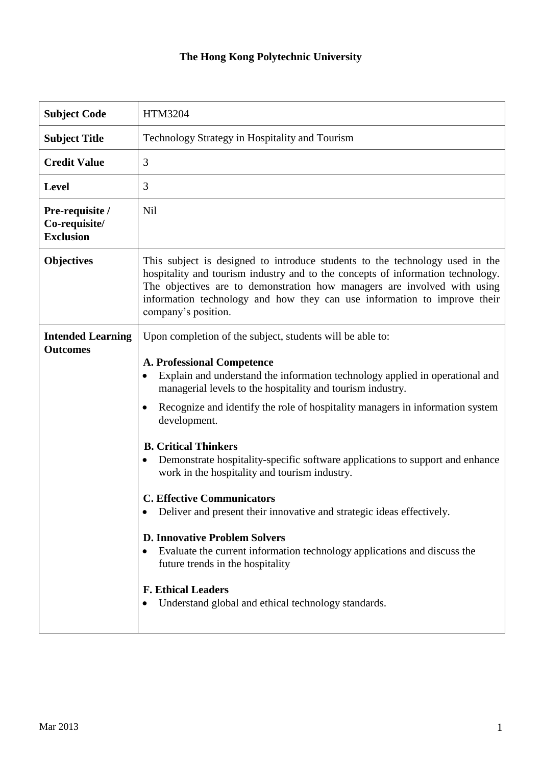# The Hong Kong Polytechnic University

| | |
|---|---|
| **Subject Code** | HTM3204 |
| **Subject Title** | Technology Strategy in Hospitality and Tourism |
| **Credit Value** | 3 |
| **Level** | 3 |
| **Pre-requisite / Co-requisite/ Exclusion** | Nil |
| **Objectives** | This subject is designed to introduce students to the technology used in the hospitality and tourism industry and to the concepts of information technology. The objectives are to demonstration how managers are involved with using information technology and how they can use information to improve their company's position. |
| **Intended Learning Outcomes** | Upon completion of the subject, students will be able to:<br><br>**A. Professional Competence**<br>• Explain and understand the information technology applied in operational and managerial levels to the hospitality and tourism industry.<br>• Recognize and identify the role of hospitality managers in information system development.<br><br>**B. Critical Thinkers**<br>• Demonstrate hospitality-specific software applications to support and enhance work in the hospitality and tourism industry.<br><br>**C. Effective Communicators**<br>• Deliver and present their innovative and strategic ideas effectively.<br><br>**D. Innovative Problem Solvers**<br>• Evaluate the current information technology applications and discuss the future trends in the hospitality<br><br>**F. Ethical Leaders**<br>• Understand global and ethical technology standards. |

Mar 2013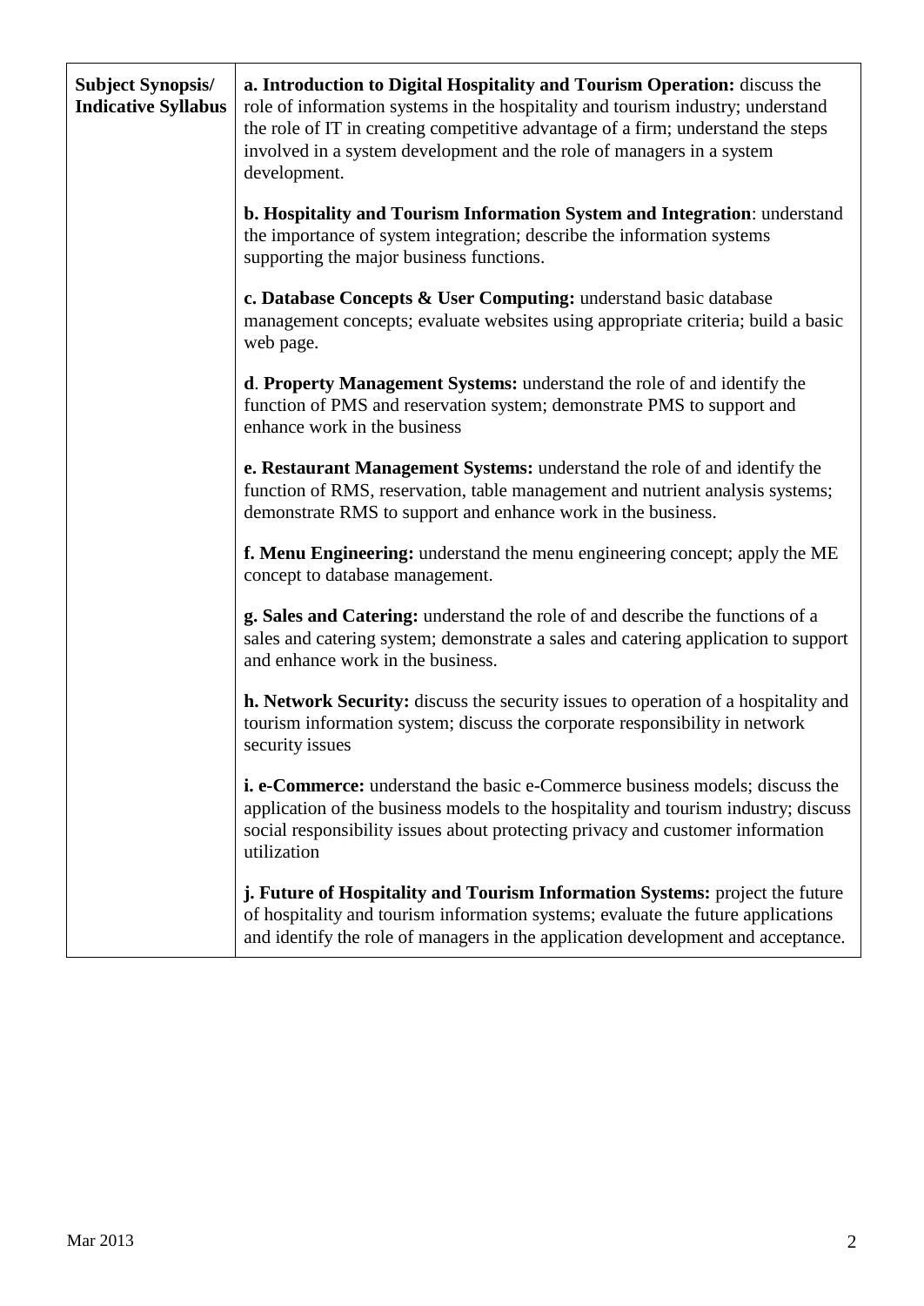| | |
|---|---|
| **Subject Synopsis/ Indicative Syllabus** | **a. Introduction to Digital Hospitality and Tourism Operation:** discuss the role of information systems in the hospitality and tourism industry; understand the role of IT in creating competitive advantage of a firm; understand the steps involved in a system development and the role of managers in a system development.<br><br>**b. Hospitality and Tourism Information System and Integration**: understand the importance of system integration; describe the information systems supporting the major business functions.<br><br>**c. Database Concepts & User Computing:** understand basic database management concepts; evaluate websites using appropriate criteria; build a basic web page.<br><br>**d**. **Property Management Systems:** understand the role of and identify the function of PMS and reservation system; demonstrate PMS to support and enhance work in the business<br><br>**e. Restaurant Management Systems:** understand the role of and identify the function of RMS, reservation, table management and nutrient analysis systems; demonstrate RMS to support and enhance work in the business.<br><br>**f. Menu Engineering:** understand the menu engineering concept; apply the ME concept to database management.<br><br>**g. Sales and Catering:** understand the role of and describe the functions of a sales and catering system; demonstrate a sales and catering application to support and enhance work in the business.<br><br>**h. Network Security:** discuss the security issues to operation of a hospitality and tourism information system; discuss the corporate responsibility in network security issues<br><br>**i. e-Commerce:** understand the basic e-Commerce business models; discuss the application of the business models to the hospitality and tourism industry; discuss social responsibility issues about protecting privacy and customer information utilization<br><br>**j. Future of Hospitality and Tourism Information Systems:** project the future of hospitality and tourism information systems; evaluate the future applications and identify the role of managers in the application development and acceptance. |